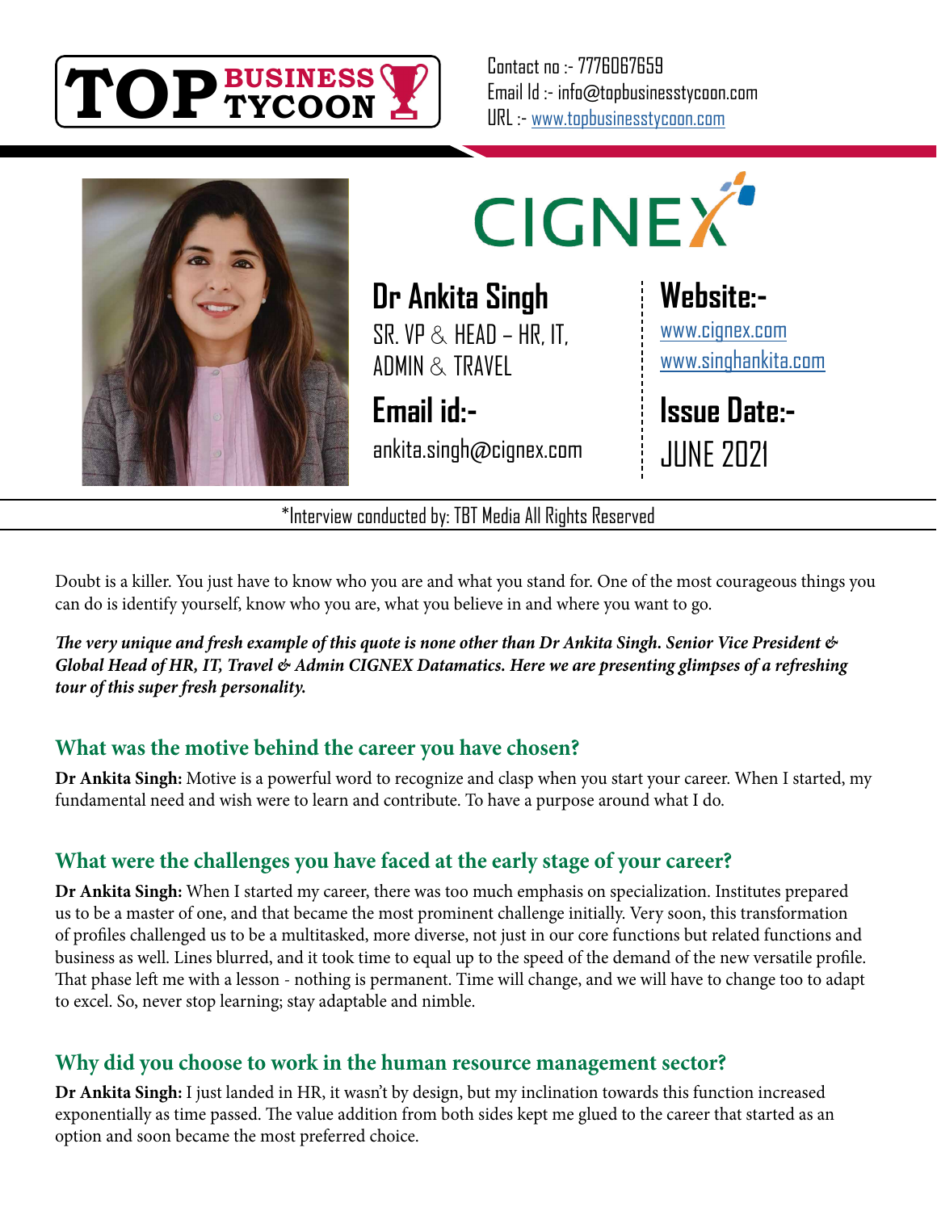Contact no :- 7776067659
Email Id :- info@topbusinesstycoon.com
URL :- www.topbusinesstycoon.com

# Dr Ankita Singh

SR. VP & HEAD – HR, IT, ADMIN & TRAVEL

**Email id:-**
ankita.singh@cignex.com

**Website:-**
www.cignex.com
www.singhankita.com

**Issue Date:-**
JUNE 2021

*Interview conducted by: TBT Media All Rights Reserved

Doubt is a killer. You just have to know who you are and what you stand for. One of the most courageous things you can do is identify yourself, know who you are, what you believe in and where you want to go.

***The very unique and fresh example of this quote is none other than Dr Ankita Singh. Senior Vice President & Global Head of HR, IT, Travel & Admin CIGNEX Datamatics. Here we are presenting glimpses of a refreshing tour of this super fresh personality.***

## What was the motive behind the career you have chosen?

**Dr Ankita Singh:** Motive is a powerful word to recognize and clasp when you start your career. When I started, my fundamental need and wish were to learn and contribute. To have a purpose around what I do.

## What were the challenges you have faced at the early stage of your career?

**Dr Ankita Singh:** When I started my career, there was too much emphasis on specialization. Institutes prepared us to be a master of one, and that became the most prominent challenge initially. Very soon, this transformation of profiles challenged us to be a multitasked, more diverse, not just in our core functions but related functions and business as well. Lines blurred, and it took time to equal up to the speed of the demand of the new versatile profile. That phase left me with a lesson - nothing is permanent. Time will change, and we will have to change too to adapt to excel. So, never stop learning; stay adaptable and nimble.

## Why did you choose to work in the human resource management sector?

**Dr Ankita Singh:** I just landed in HR, it wasn't by design, but my inclination towards this function increased exponentially as time passed. The value addition from both sides kept me glued to the career that started as an option and soon became the most preferred choice.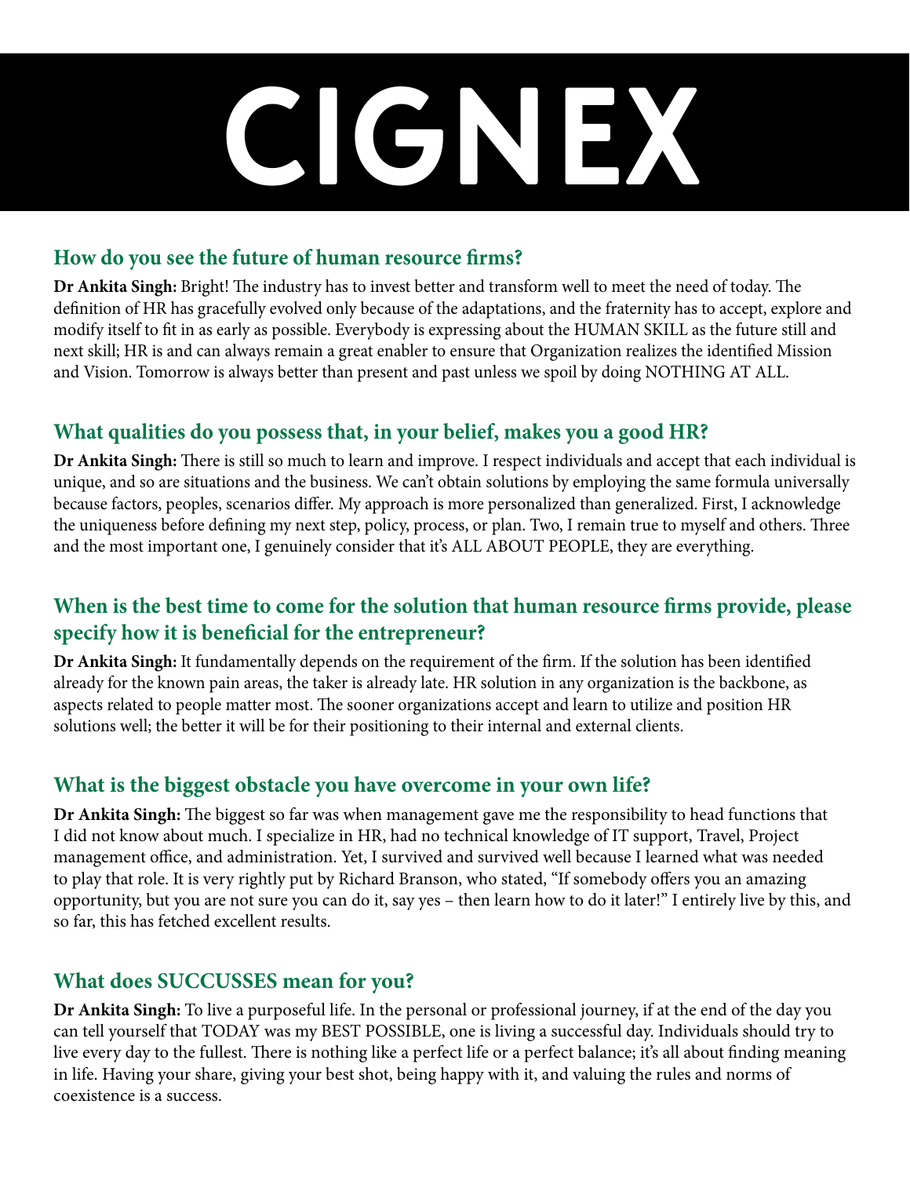# CIGNEX

## How do you see the future of human resource firms?

**Dr Ankita Singh:** Bright! The industry has to invest better and transform well to meet the need of today. The definition of HR has gracefully evolved only because of the adaptations, and the fraternity has to accept, explore and modify itself to fit in as early as possible. Everybody is expressing about the HUMAN SKILL as the future still and next skill; HR is and can always remain a great enabler to ensure that Organization realizes the identified Mission and Vision. Tomorrow is always better than present and past unless we spoil by doing NOTHING AT ALL.

## What qualities do you possess that, in your belief, makes you a good HR?

**Dr Ankita Singh:** There is still so much to learn and improve. I respect individuals and accept that each individual is unique, and so are situations and the business. We can't obtain solutions by employing the same formula universally because factors, peoples, scenarios differ. My approach is more personalized than generalized. First, I acknowledge the uniqueness before defining my next step, policy, process, or plan. Two, I remain true to myself and others. Three and the most important one, I genuinely consider that it's ALL ABOUT PEOPLE, they are everything.

## When is the best time to come for the solution that human resource firms provide, please specify how it is beneficial for the entrepreneur?

**Dr Ankita Singh:** It fundamentally depends on the requirement of the firm. If the solution has been identified already for the known pain areas, the taker is already late. HR solution in any organization is the backbone, as aspects related to people matter most. The sooner organizations accept and learn to utilize and position HR solutions well; the better it will be for their positioning to their internal and external clients.

## What is the biggest obstacle you have overcome in your own life?

**Dr Ankita Singh:** The biggest so far was when management gave me the responsibility to head functions that I did not know about much. I specialize in HR, had no technical knowledge of IT support, Travel, Project management office, and administration. Yet, I survived and survived well because I learned what was needed to play that role. It is very rightly put by Richard Branson, who stated, "If somebody offers you an amazing opportunity, but you are not sure you can do it, say yes – then learn how to do it later!" I entirely live by this, and so far, this has fetched excellent results.

## What does SUCCUSSES mean for you?

**Dr Ankita Singh:** To live a purposeful life. In the personal or professional journey, if at the end of the day you can tell yourself that TODAY was my BEST POSSIBLE, one is living a successful day. Individuals should try to live every day to the fullest. There is nothing like a perfect life or a perfect balance; it's all about finding meaning in life. Having your share, giving your best shot, being happy with it, and valuing the rules and norms of coexistence is a success.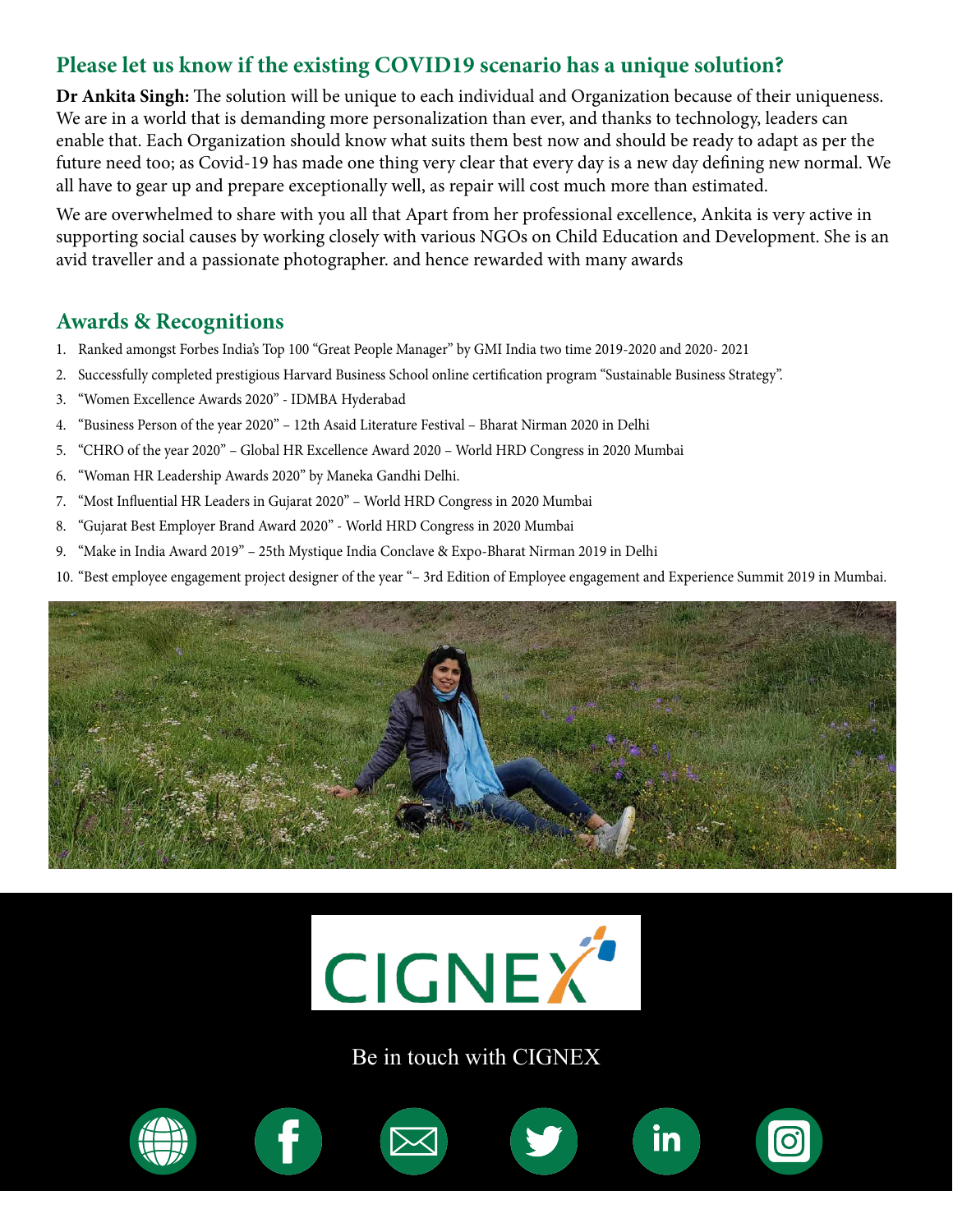## Please let us know if the existing COVID19 scenario has a unique solution?

**Dr Ankita Singh:** The solution will be unique to each individual and Organization because of their uniqueness. We are in a world that is demanding more personalization than ever, and thanks to technology, leaders can enable that. Each Organization should know what suits them best now and should be ready to adapt as per the future need too; as Covid-19 has made one thing very clear that every day is a new day defining new normal. We all have to gear up and prepare exceptionally well, as repair will cost much more than estimated.

We are overwhelmed to share with you all that Apart from her professional excellence, Ankita is very active in supporting social causes by working closely with various NGOs on Child Education and Development. She is an avid traveller and a passionate photographer. and hence rewarded with many awards

## Awards & Recognitions

1. Ranked amongst Forbes India's Top 100 "Great People Manager" by GMI India two time 2019-2020 and 2020- 2021
2. Successfully completed prestigious Harvard Business School online certification program "Sustainable Business Strategy".
3. "Women Excellence Awards 2020" - IDMBA Hyderabad
4. "Business Person of the year 2020" – 12th Asaid Literature Festival – Bharat Nirman 2020 in Delhi
5. "CHRO of the year 2020" – Global HR Excellence Award 2020 – World HRD Congress in 2020 Mumbai
6. "Woman HR Leadership Awards 2020" by Maneka Gandhi Delhi.
7. "Most Influential HR Leaders in Gujarat 2020" – World HRD Congress in 2020 Mumbai
8. "Gujarat Best Employer Brand Award 2020" - World HRD Congress in 2020 Mumbai
9. "Make in India Award 2019" – 25th Mystique India Conclave & Expo-Bharat Nirman 2019 in Delhi
10. "Best employee engagement project designer of the year "– 3rd Edition of Employee engagement and Experience Summit 2019 in Mumbai.

CIGNEX

Be in touch with CIGNEX